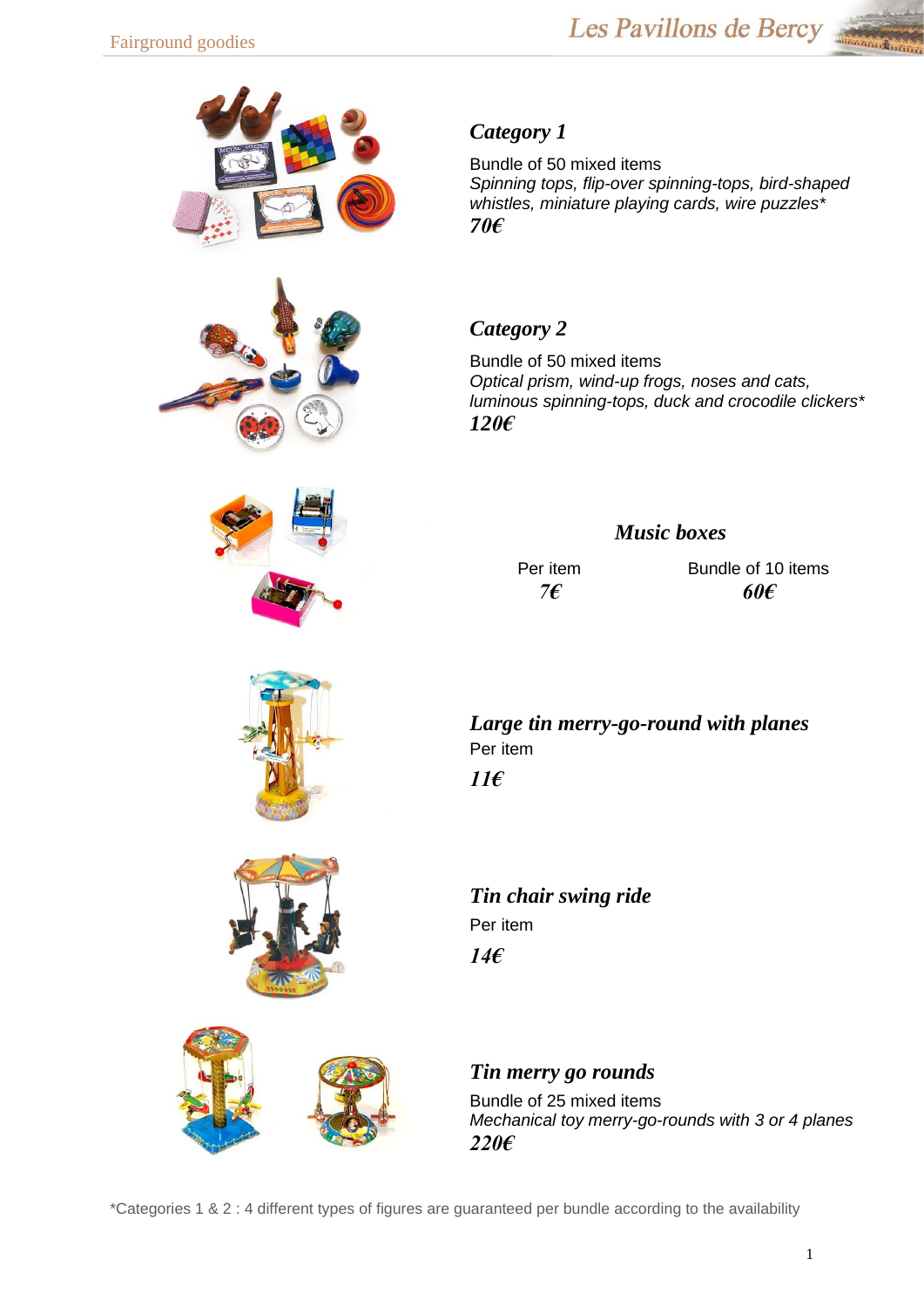# Fairground goodies

## *Category 1*

Bundle of 50 mixed items
*Spinning tops, flip-over spinning-tops, bird-shaped whistles, miniature playing cards, wire puzzles**
***70€***

## *Category 2*

Bundle of 50 mixed items
*Optical prism, wind-up frogs, noses and cats, luminous spinning-tops, duck and crocodile clickers**
***120€***

## *Music boxes*

| Per item | Bundle of 10 items |
| --- | --- |
| ***7€*** | ***60€*** |

## *Large tin merry-go-round with planes*

Per item
***11€***

## *Tin chair swing ride*

Per item
***14€***

## *Tin merry go rounds*

Bundle of 25 mixed items
*Mechanical toy merry-go-rounds with 3 or 4 planes*
***220€***

*Categories 1 & 2 : 4 different types of figures are guaranteed per bundle according to the availability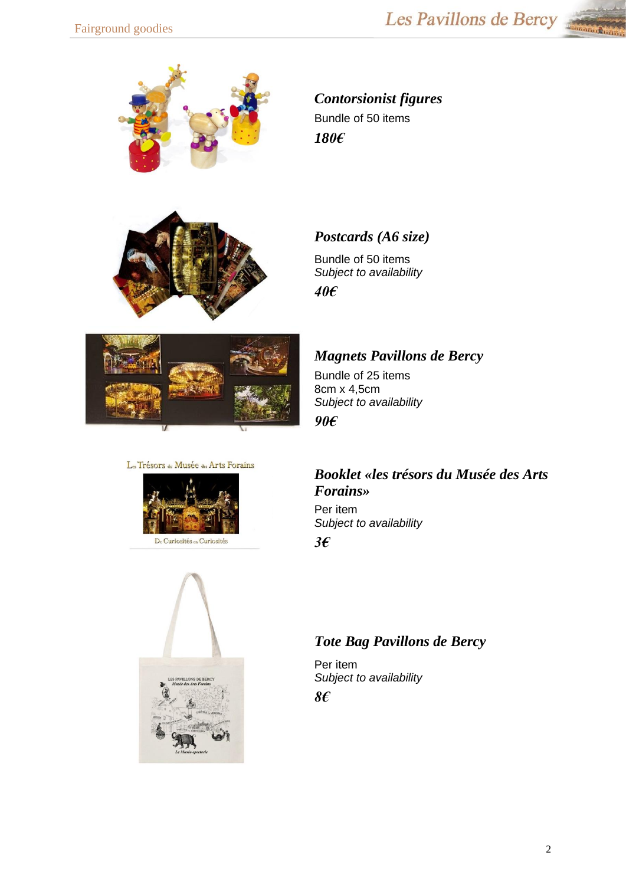### *Contorsionist figures*

Bundle of 50 items

***180€***

### *Postcards (A6 size)*

Bundle of 50 items

*Subject to availability*

***40€***

### *Magnets Pavillons de Bercy*

Bundle of 25 items

8cm x 4,5cm

*Subject to availability*

***90€***

### *Booklet «les trésors du Musée des Arts Forains»*

Per item

*Subject to availability*

***3€***

### *Tote Bag Pavillons de Bercy*

Per item

*Subject to availability*

***8€***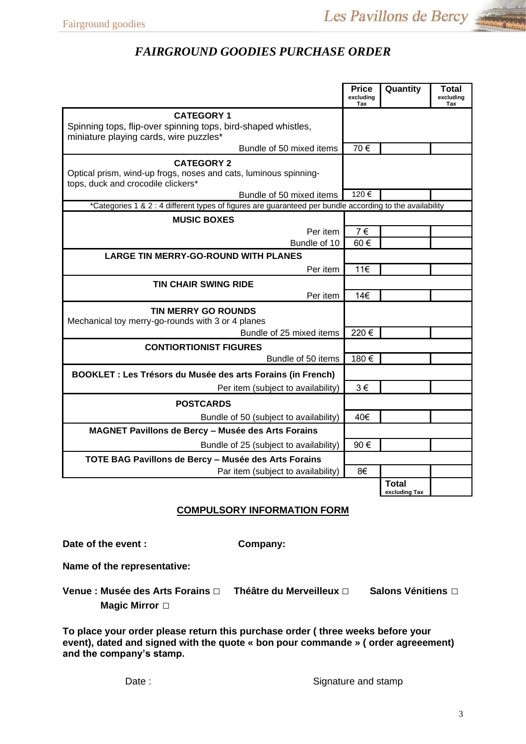# *FAIRGROUND GOODIES PURCHASE ORDER*

| | Price excluding Tax | Quantity | Total excluding Tax |
|---|---|---|---|
| **CATEGORY 1**<br>Spinning tops, flip-over spinning tops, bird-shaped whistles, miniature playing cards, wire puzzles* | | | |
| Bundle of 50 mixed items | 70 € | | |
| **CATEGORY 2**<br>Optical prism, wind-up frogs, noses and cats, luminous spinning-tops, duck and crocodile clickers* | | | |
| Bundle of 50 mixed items | 120 € | | |
| *Categories 1 & 2 : 4 different types of figures are guaranteed per bundle according to the availability | | | |
| **MUSIC BOXES** | | | |
| Per item | 7 € | | |
| Bundle of 10 | 60 € | | |
| **LARGE TIN MERRY-GO-ROUND WITH PLANES** | | | |
| Per item | 11€ | | |
| **TIN CHAIR SWING RIDE** | | | |
| Per item | 14€ | | |
| **TIN MERRY GO ROUNDS**<br>Mechanical toy merry-go-rounds with 3 or 4 planes | | | |
| Bundle of 25 mixed items | 220 € | | |
| **CONTIORTIONIST FIGURES** | | | |
| Bundle of 50 items | 180 € | | |
| **BOOKLET : Les Trésors du Musée des arts Forains (in French)** | | | |
| Per item (subject to availability) | 3 € | | |
| **POSTCARDS** | | | |
| Bundle of 50 (subject to availability) | 40€ | | |
| **MAGNET Pavillons de Bercy – Musée des Arts Forains** | | | |
| Bundle of 25 (subject to availability) | 90 € | | |
| **TOTE BAG Pavillons de Bercy – Musée des Arts Forains** | | | |
| Par item (subject to availability) | 8€ | | |
| | | **Total** excluding Tax | |

## COMPULSORY INFORMATION FORM

**Date of the event :** **Company:**

**Name of the representative:**

**Venue : Musée des Arts Forains □ Théâtre du Merveilleux □ Salons Vénitiens □ Magic Mirror □**

**To place your order please return this purchase order ( three weeks before your event), dated and signed with the quote « bon pour commande » ( order agreeement) and the company's stamp.**

Date : Signature and stamp